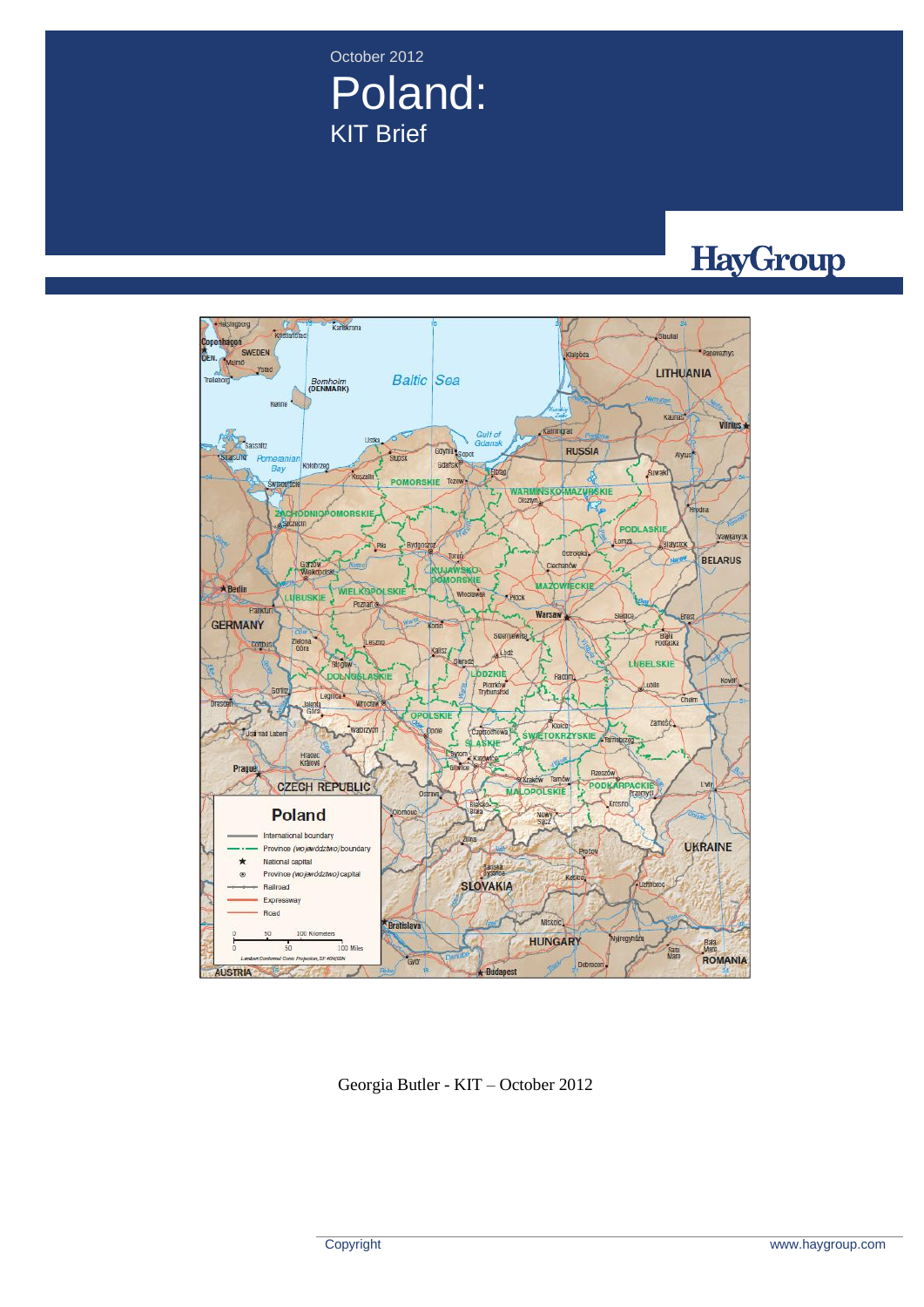October 2012

# Poland:

## KIT Brief

HayGroup

Georgia Butler - KIT – October 2012

Copyright

www.haygroup.com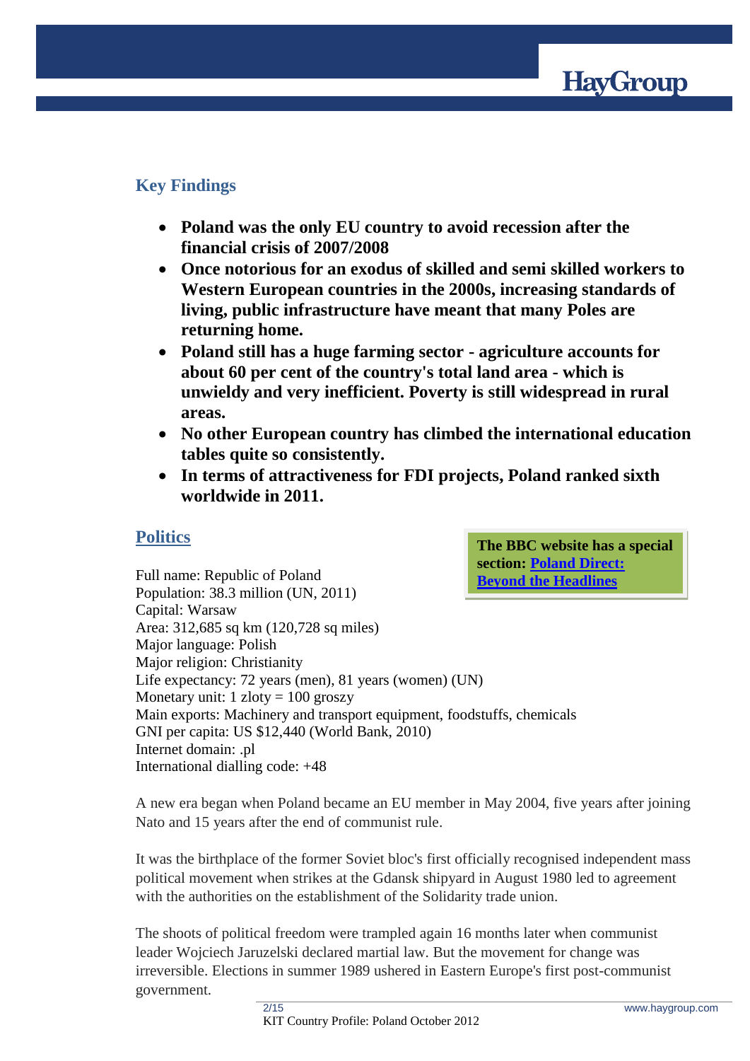## Key Findings

- **Poland was the only EU country to avoid recession after the financial crisis of 2007/2008**
- **Once notorious for an exodus of skilled and semi skilled workers to Western European countries in the 2000s, increasing standards of living, public infrastructure have meant that many Poles are returning home.**
- **Poland still has a huge farming sector - agriculture accounts for about 60 per cent of the country's total land area - which is unwieldy and very inefficient. Poverty is still widespread in rural areas.**
- **No other European country has climbed the international education tables quite so consistently.**
- **In terms of attractiveness for FDI projects, Poland ranked sixth worldwide in 2011.**

## Politics

**The BBC website has a special section: Poland Direct: Beyond the Headlines**

Full name: Republic of Poland
Population: 38.3 million (UN, 2011)
Capital: Warsaw
Area: 312,685 sq km (120,728 sq miles)
Major language: Polish
Major religion: Christianity
Life expectancy: 72 years (men), 81 years (women) (UN)
Monetary unit: 1 zloty = 100 groszy
Main exports: Machinery and transport equipment, foodstuffs, chemicals
GNI per capita: US $12,440 (World Bank, 2010)
Internet domain: .pl
International dialling code: +48

A new era began when Poland became an EU member in May 2004, five years after joining Nato and 15 years after the end of communist rule.

It was the birthplace of the former Soviet bloc's first officially recognised independent mass political movement when strikes at the Gdansk shipyard in August 1980 led to agreement with the authorities on the establishment of the Solidarity trade union.

The shoots of political freedom were trampled again 16 months later when communist leader Wojciech Jaruzelski declared martial law. But the movement for change was irreversible. Elections in summer 1989 ushered in Eastern Europe's first post-communist government.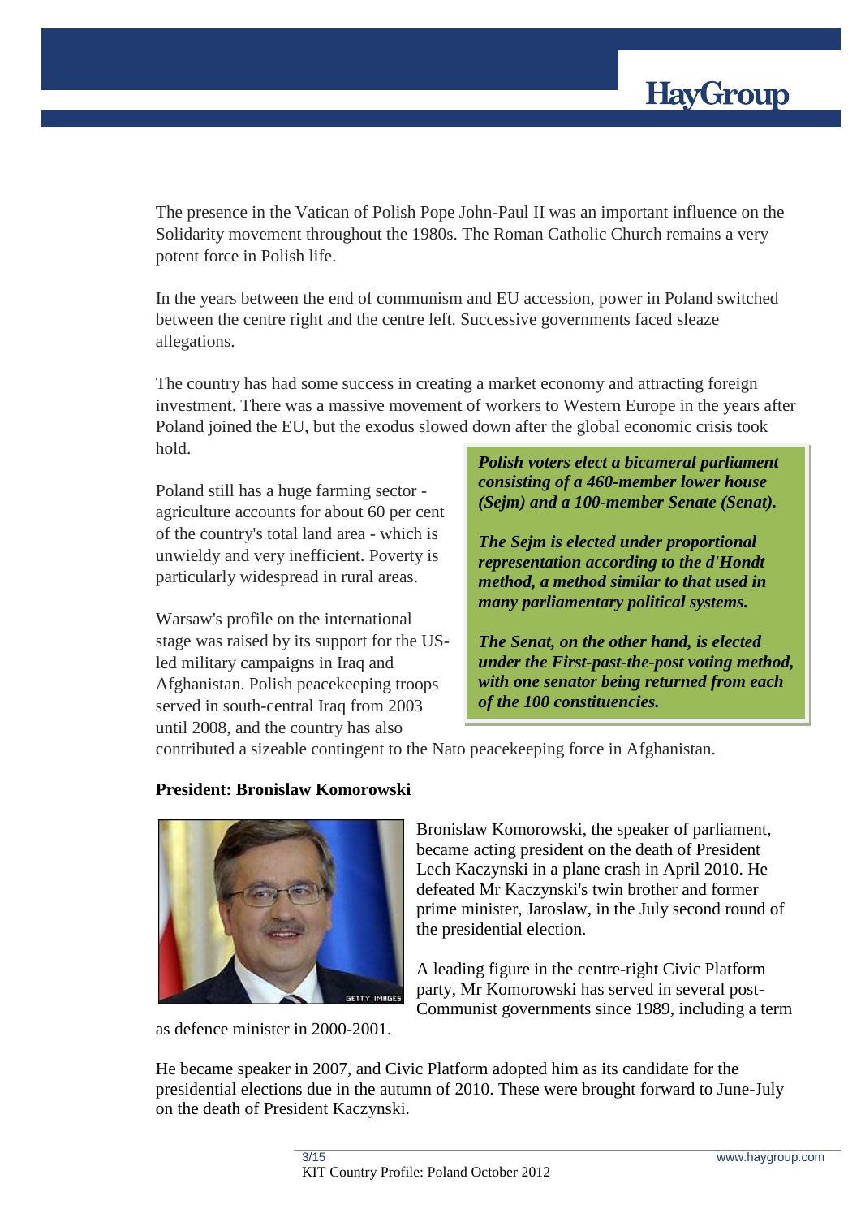The presence in the Vatican of Polish Pope John-Paul II was an important influence on the Solidarity movement throughout the 1980s. The Roman Catholic Church remains a very potent force in Polish life.

In the years between the end of communism and EU accession, power in Poland switched between the centre right and the centre left. Successive governments faced sleaze allegations.

The country has had some success in creating a market economy and attracting foreign investment. There was a massive movement of workers to Western Europe in the years after Poland joined the EU, but the exodus slowed down after the global economic crisis took hold.

Poland still has a huge farming sector - agriculture accounts for about 60 per cent of the country's total land area - which is unwieldy and very inefficient. Poverty is particularly widespread in rural areas.

Warsaw's profile on the international stage was raised by its support for the US-led military campaigns in Iraq and Afghanistan. Polish peacekeeping troops served in south-central Iraq from 2003 until 2008, and the country has also contributed a sizeable contingent to the Nato peacekeeping force in Afghanistan.

***Polish voters elect a bicameral parliament consisting of a 460-member lower house (Sejm) and a 100-member Senate (Senat).***

***The Sejm is elected under proportional representation according to the d'Hondt method, a method similar to that used in many parliamentary political systems.***

***The Senat, on the other hand, is elected under the First-past-the-post voting method, with one senator being returned from each of the 100 constituencies.***

**President: Bronislaw Komorowski**

Bronislaw Komorowski, the speaker of parliament, became acting president on the death of President Lech Kaczynski in a plane crash in April 2010. He defeated Mr Kaczynski's twin brother and former prime minister, Jaroslaw, in the July second round of the presidential election.

A leading figure in the centre-right Civic Platform party, Mr Komorowski has served in several post-Communist governments since 1989, including a term as defence minister in 2000-2001.

He became speaker in 2007, and Civic Platform adopted him as its candidate for the presidential elections due in the autumn of 2010. These were brought forward to June-July on the death of President Kaczynski.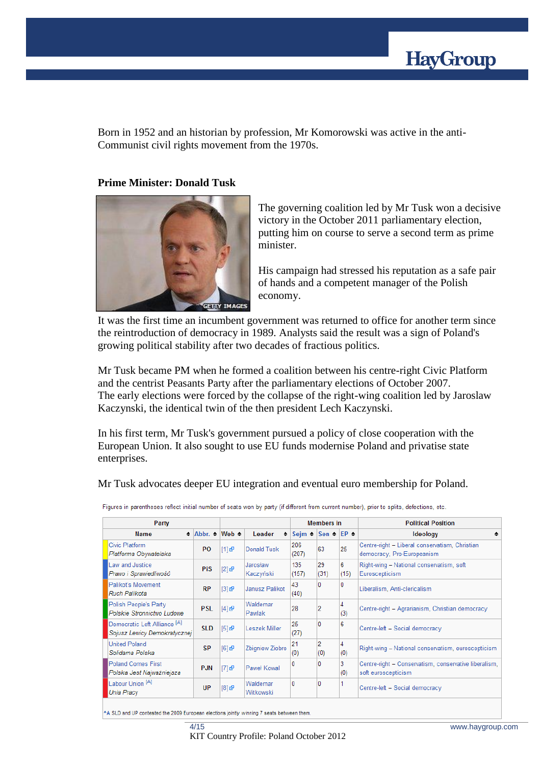Born in 1952 and an historian by profession, Mr Komorowski was active in the anti-Communist civil rights movement from the 1970s.

**Prime Minister: Donald Tusk**

The governing coalition led by Mr Tusk won a decisive victory in the October 2011 parliamentary election, putting him on course to serve a second term as prime minister.

His campaign had stressed his reputation as a safe pair of hands and a competent manager of the Polish economy.

It was the first time an incumbent government was returned to office for another term since the reintroduction of democracy in 1989. Analysts said the result was a sign of Poland's growing political stability after two decades of fractious politics.

Mr Tusk became PM when he formed a coalition between his centre-right Civic Platform and the centrist Peasants Party after the parliamentary elections of October 2007. The early elections were forced by the collapse of the right-wing coalition led by Jaroslaw Kaczynski, the identical twin of the then president Lech Kaczynski.

In his first term, Mr Tusk's government pursued a policy of close cooperation with the European Union. It also sought to use EU funds modernise Poland and privatise state enterprises.

Mr Tusk advocates deeper EU integration and eventual euro membership for Poland.

Figures in parentheses reflect initial number of seats won by party (if different from current number), prior to splits, defections, etc.

| Party | | | | Members in | | | Political Position |
|---|---|---|---|---|---|---|---|
| Name | Abbr. | Web | Leader | Sejm | Sen | EP | Ideology |
| Civic Platform *Platforma Obywatelska* | PO | [1] | Donald Tusk | 206 (207) | 63 | 25 | Centre-right – Liberal conservatism, Christian democracy, Pro-Europeanism |
| Law and Justice *Prawo i Sprawiedliwość* | PiS | [2] | Jarosław Kaczyński | 135 (157) | 29 (31) | 6 (15) | Right-wing – National conservatism, soft Euroscepticism |
| Palikot's Movement *Ruch Palikota* | RP | [3] | Janusz Palikot | 43 (40) | 0 | 0 | Liberalism, Anti-clericalism |
| Polish People's Party *Polskie Stronnictwo Ludowe* | PSL | [4] | Waldemar Pawlak | 28 | 2 | 4 (3) | Centre-right – Agrarianism, Christian democracy |
| Democratic Left Alliance [A] *Sojusz Lewicy Demokratycznej* | SLD | [5] | Leszek Miller | 25 (27) | 0 | 6 | Centre-left – Social democracy |
| United Poland *Solidarna Polska* | SP | [6] | Zbigniew Ziobro | 21 (0) | 2 (0) | 4 (0) | Right-wing – National conservatism, euroscepticism |
| Poland Comes First *Polska Jest Najważniejsza* | PJN | [7] | Paweł Kowal | 0 | 0 | 3 (0) | Centre-right – Conservatism, conservative liberalism, soft euroscepticism |
| Labour Union [A] *Unia Pracy* | UP | [8] | Waldemar Witkowski | 0 | 0 | 1 | Centre-left – Social democracy |

^A SLD and UP contested the 2009 European elections jointly winning 7 seats between them.

KIT Country Profile: Poland October 2012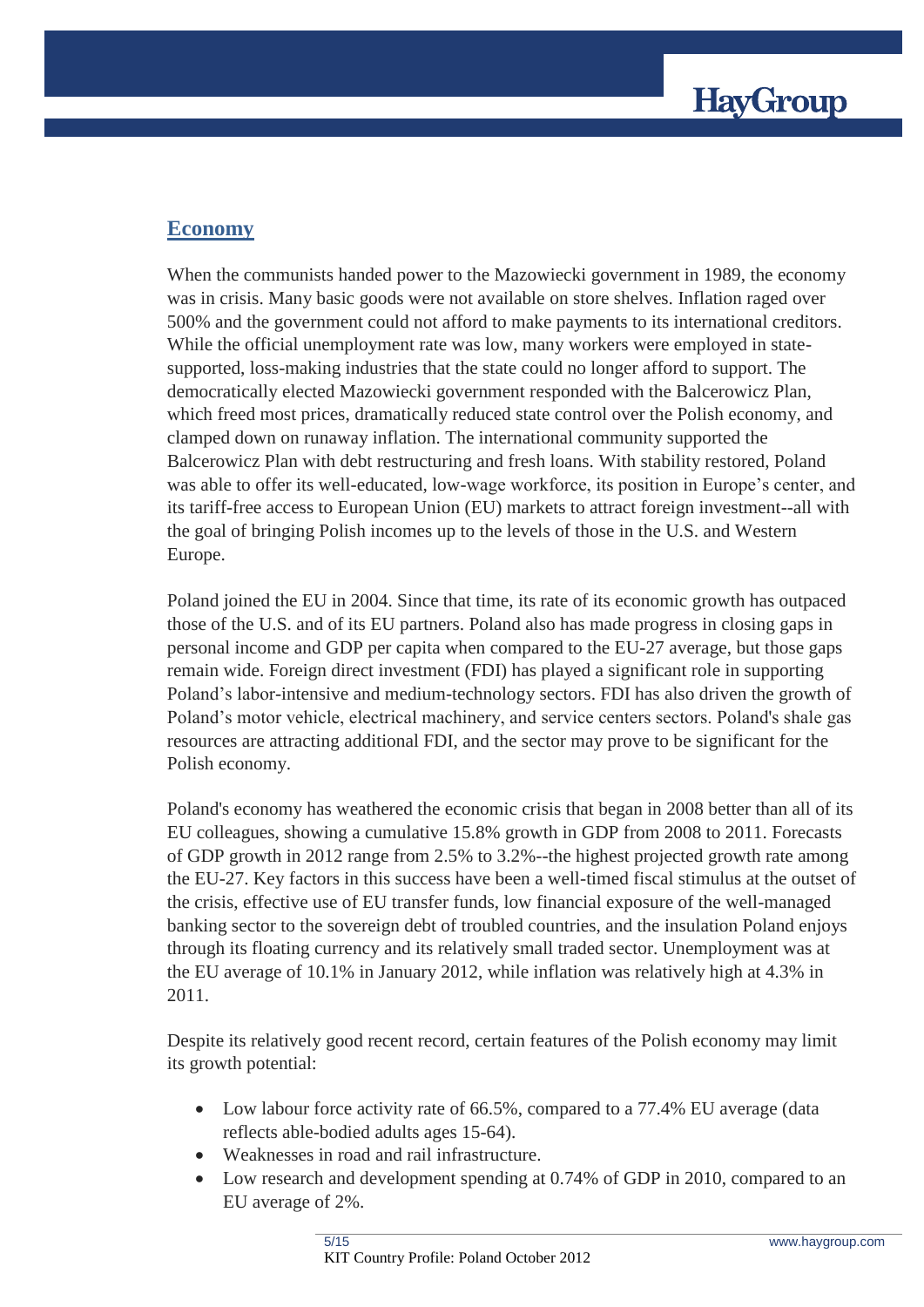## Economy

When the communists handed power to the Mazowiecki government in 1989, the economy was in crisis. Many basic goods were not available on store shelves. Inflation raged over 500% and the government could not afford to make payments to its international creditors. While the official unemployment rate was low, many workers were employed in state-supported, loss-making industries that the state could no longer afford to support. The democratically elected Mazowiecki government responded with the Balcerowicz Plan, which freed most prices, dramatically reduced state control over the Polish economy, and clamped down on runaway inflation. The international community supported the Balcerowicz Plan with debt restructuring and fresh loans. With stability restored, Poland was able to offer its well-educated, low-wage workforce, its position in Europe's center, and its tariff-free access to European Union (EU) markets to attract foreign investment--all with the goal of bringing Polish incomes up to the levels of those in the U.S. and Western Europe.

Poland joined the EU in 2004. Since that time, its rate of its economic growth has outpaced those of the U.S. and of its EU partners. Poland also has made progress in closing gaps in personal income and GDP per capita when compared to the EU-27 average, but those gaps remain wide. Foreign direct investment (FDI) has played a significant role in supporting Poland's labor-intensive and medium-technology sectors. FDI has also driven the growth of Poland's motor vehicle, electrical machinery, and service centers sectors. Poland's shale gas resources are attracting additional FDI, and the sector may prove to be significant for the Polish economy.

Poland's economy has weathered the economic crisis that began in 2008 better than all of its EU colleagues, showing a cumulative 15.8% growth in GDP from 2008 to 2011. Forecasts of GDP growth in 2012 range from 2.5% to 3.2%--the highest projected growth rate among the EU-27. Key factors in this success have been a well-timed fiscal stimulus at the outset of the crisis, effective use of EU transfer funds, low financial exposure of the well-managed banking sector to the sovereign debt of troubled countries, and the insulation Poland enjoys through its floating currency and its relatively small traded sector. Unemployment was at the EU average of 10.1% in January 2012, while inflation was relatively high at 4.3% in 2011.

Despite its relatively good recent record, certain features of the Polish economy may limit its growth potential:

- Low labour force activity rate of 66.5%, compared to a 77.4% EU average (data reflects able-bodied adults ages 15-64).
- Weaknesses in road and rail infrastructure.
- Low research and development spending at 0.74% of GDP in 2010, compared to an EU average of 2%.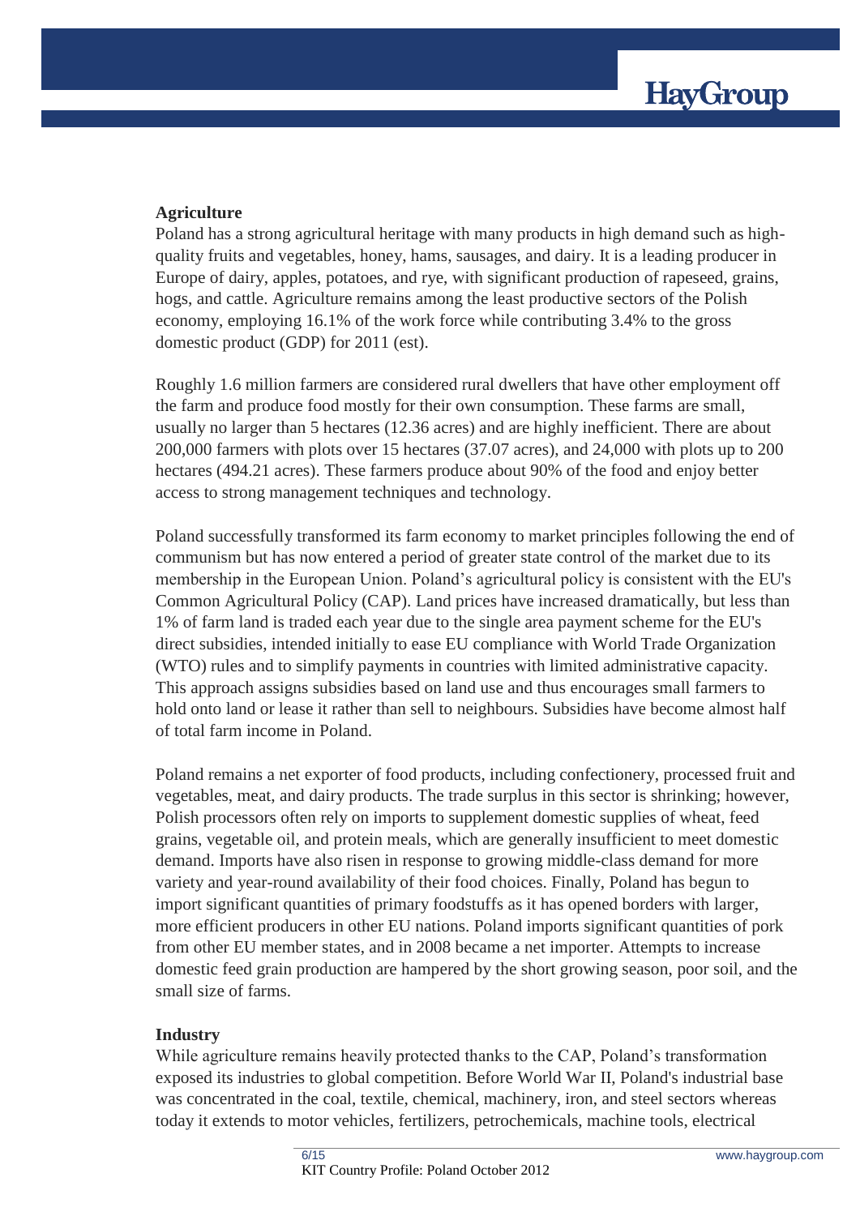**Agriculture**

Poland has a strong agricultural heritage with many products in high demand such as high-quality fruits and vegetables, honey, hams, sausages, and dairy. It is a leading producer in Europe of dairy, apples, potatoes, and rye, with significant production of rapeseed, grains, hogs, and cattle. Agriculture remains among the least productive sectors of the Polish economy, employing 16.1% of the work force while contributing 3.4% to the gross domestic product (GDP) for 2011 (est).

Roughly 1.6 million farmers are considered rural dwellers that have other employment off the farm and produce food mostly for their own consumption. These farms are small, usually no larger than 5 hectares (12.36 acres) and are highly inefficient. There are about 200,000 farmers with plots over 15 hectares (37.07 acres), and 24,000 with plots up to 200 hectares (494.21 acres). These farmers produce about 90% of the food and enjoy better access to strong management techniques and technology.

Poland successfully transformed its farm economy to market principles following the end of communism but has now entered a period of greater state control of the market due to its membership in the European Union. Poland's agricultural policy is consistent with the EU's Common Agricultural Policy (CAP). Land prices have increased dramatically, but less than 1% of farm land is traded each year due to the single area payment scheme for the EU's direct subsidies, intended initially to ease EU compliance with World Trade Organization (WTO) rules and to simplify payments in countries with limited administrative capacity. This approach assigns subsidies based on land use and thus encourages small farmers to hold onto land or lease it rather than sell to neighbours. Subsidies have become almost half of total farm income in Poland.

Poland remains a net exporter of food products, including confectionery, processed fruit and vegetables, meat, and dairy products. The trade surplus in this sector is shrinking; however, Polish processors often rely on imports to supplement domestic supplies of wheat, feed grains, vegetable oil, and protein meals, which are generally insufficient to meet domestic demand. Imports have also risen in response to growing middle-class demand for more variety and year-round availability of their food choices. Finally, Poland has begun to import significant quantities of primary foodstuffs as it has opened borders with larger, more efficient producers in other EU nations. Poland imports significant quantities of pork from other EU member states, and in 2008 became a net importer. Attempts to increase domestic feed grain production are hampered by the short growing season, poor soil, and the small size of farms.

**Industry**

While agriculture remains heavily protected thanks to the CAP, Poland's transformation exposed its industries to global competition. Before World War II, Poland's industrial base was concentrated in the coal, textile, chemical, machinery, iron, and steel sectors whereas today it extends to motor vehicles, fertilizers, petrochemicals, machine tools, electrical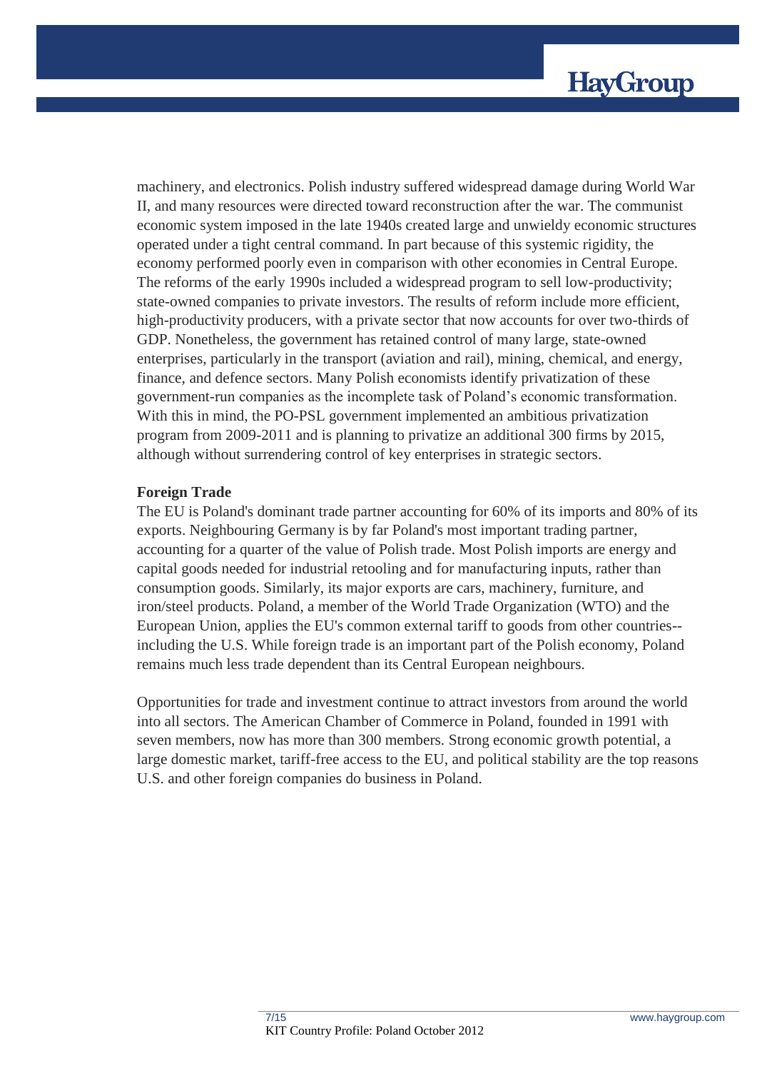machinery, and electronics. Polish industry suffered widespread damage during World War II, and many resources were directed toward reconstruction after the war. The communist economic system imposed in the late 1940s created large and unwieldy economic structures operated under a tight central command. In part because of this systemic rigidity, the economy performed poorly even in comparison with other economies in Central Europe. The reforms of the early 1990s included a widespread program to sell low-productivity; state-owned companies to private investors. The results of reform include more efficient, high-productivity producers, with a private sector that now accounts for over two-thirds of GDP. Nonetheless, the government has retained control of many large, state-owned enterprises, particularly in the transport (aviation and rail), mining, chemical, and energy, finance, and defence sectors. Many Polish economists identify privatization of these government-run companies as the incomplete task of Poland's economic transformation. With this in mind, the PO-PSL government implemented an ambitious privatization program from 2009-2011 and is planning to privatize an additional 300 firms by 2015, although without surrendering control of key enterprises in strategic sectors.

**Foreign Trade**

The EU is Poland's dominant trade partner accounting for 60% of its imports and 80% of its exports. Neighbouring Germany is by far Poland's most important trading partner, accounting for a quarter of the value of Polish trade. Most Polish imports are energy and capital goods needed for industrial retooling and for manufacturing inputs, rather than consumption goods. Similarly, its major exports are cars, machinery, furniture, and iron/steel products. Poland, a member of the World Trade Organization (WTO) and the European Union, applies the EU's common external tariff to goods from other countries--including the U.S. While foreign trade is an important part of the Polish economy, Poland remains much less trade dependent than its Central European neighbours.

Opportunities for trade and investment continue to attract investors from around the world into all sectors. The American Chamber of Commerce in Poland, founded in 1991 with seven members, now has more than 300 members. Strong economic growth potential, a large domestic market, tariff-free access to the EU, and political stability are the top reasons U.S. and other foreign companies do business in Poland.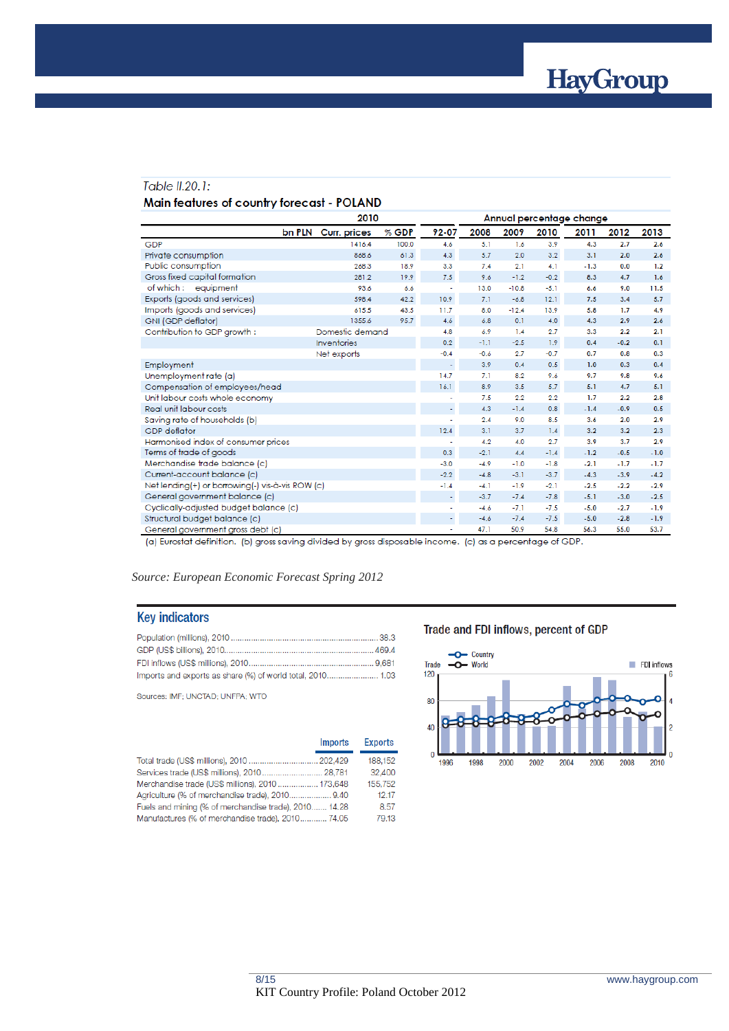*Table II.20.1:*

**Main features of country forecast - POLAND**

| | 2010 | | | Annual percentage change | | | | | | |
|---|---|---|---|---|---|---|---|---|---|---|
| | bn PLN Curr. prices | % GDP | | 92-07 | 2008 | 2009 | 2010 | 2011 | 2012 | 2013 |
| GDP | 1416.4 | 100.0 | | 4.6 | 5.1 | 1.6 | 3.9 | 4.3 | 2.7 | 2.6 |
| Private consumption | 868.6 | 61.3 | | 4.3 | 5.7 | 2.0 | 3.2 | 3.1 | 2.0 | 2.6 |
| Public consumption | 268.3 | 18.9 | | 3.3 | 7.4 | 2.1 | 4.1 | -1.3 | 0.0 | 1.2 |
| Gross fixed capital formation | 281.2 | 19.9 | | 7.5 | 9.6 | -1.2 | -0.2 | 8.3 | 4.7 | 1.6 |
| of which : equipment | 93.6 | 6.6 | | - | 13.0 | -10.8 | -5.1 | 6.6 | 9.0 | 11.5 |
| Exports (goods and services) | 598.4 | 42.2 | | 10.9 | 7.1 | -6.8 | 12.1 | 7.5 | 3.4 | 5.7 |
| Imports (goods and services) | 615.5 | 43.5 | | 11.7 | 8.0 | -12.4 | 13.9 | 5.8 | 1.7 | 4.9 |
| GNI (GDP deflator) | 1355.6 | 95.7 | | 4.6 | 6.8 | 0.1 | 4.0 | 4.3 | 2.9 | 2.6 |
| Contribution to GDP growth : | Domestic demand | | | 4.8 | 6.9 | 1.4 | 2.7 | 3.3 | 2.2 | 2.1 |
| | Inventories | | | 0.2 | -1.1 | -2.5 | 1.9 | 0.4 | -0.2 | 0.1 |
| | Net exports | | | -0.4 | -0.6 | 2.7 | -0.7 | 0.7 | 0.8 | 0.3 |
| Employment | | | | - | 3.9 | 0.4 | 0.5 | 1.0 | 0.3 | 0.4 |
| Unemployment rate (a) | | | | 14.7 | 7.1 | 8.2 | 9.6 | 9.7 | 9.8 | 9.6 |
| Compensation of employees/head | | | | 16.1 | 8.9 | 3.5 | 5.7 | 5.1 | 4.7 | 5.1 |
| Unit labour costs whole economy | | | | - | 7.5 | 2.2 | 2.2 | 1.7 | 2.2 | 2.8 |
| Real unit labour costs | | | | - | 4.3 | -1.4 | 0.8 | -1.4 | -0.9 | 0.5 |
| Saving rate of households (b) | | | | - | 2.4 | 9.0 | 8.5 | 3.6 | 2.0 | 2.9 |
| GDP deflator | | | | 12.4 | 3.1 | 3.7 | 1.4 | 3.2 | 3.2 | 2.3 |
| Harmonised index of consumer prices | | | | - | 4.2 | 4.0 | 2.7 | 3.9 | 3.7 | 2.9 |
| Terms of trade of goods | | | | 0.3 | -2.1 | 4.4 | -1.4 | -1.2 | -0.5 | -1.0 |
| Merchandise trade balance (c) | | | | -3.0 | -4.9 | -1.0 | -1.8 | -2.1 | -1.7 | -1.7 |
| Current-account balance (c) | | | | -2.2 | -4.8 | -3.1 | -3.7 | -4.3 | -3.9 | -4.2 |
| Net lending(+) or borrowing(-) vis-à-vis ROW (c) | | | | -1.4 | -4.1 | -1.9 | -2.1 | -2.5 | -2.2 | -2.9 |
| General government balance (c) | | | | - | -3.7 | -7.4 | -7.8 | -5.1 | -3.0 | -2.5 |
| Cyclically-adjusted budget balance (c) | | | | - | -4.6 | -7.1 | -7.5 | -5.0 | -2.7 | -1.9 |
| Structural budget balance (c) | | | | - | -4.6 | -7.4 | -7.5 | -5.0 | -2.8 | -1.9 |
| General government gross debt (c) | | | | - | 47.1 | 50.9 | 54.8 | 56.3 | 55.0 | 53.7 |

(a) Eurostat definition. (b) gross saving divided by gross disposable income. (c) as a percentage of GDP.

*Source: European Economic Forecast Spring 2012*

## Key indicators

Population (millions), 2010 .......... 38.3
GDP (US$ billions), 2010 .......... 469.4
FDI inflows (US$ millions), 2010 .......... 9,681
Imports and exports as share (%) of world total, 2010 .......... 1.03

Sources: IMF; UNCTAD; UNFPA; WTO

| | Imports | Exports |
|---|---|---|
| Total trade (US$ millions), 2010 | 202,429 | 188,152 |
| Services trade (US$ millions), 2010 | 28,781 | 32,400 |
| Merchandise trade (US$ millions), 2010 | 173,648 | 155,752 |
| Agriculture (% of merchandise trade), 2010 | 9.40 | 12.17 |
| Fuels and mining (% of merchandise trade), 2010 | 14.28 | 8.57 |
| Manufactures (% of merchandise trade), 2010 | 74.05 | 79.13 |

### Trade and FDI inflows, percent of GDP

Trade: Country, World; FDI inflows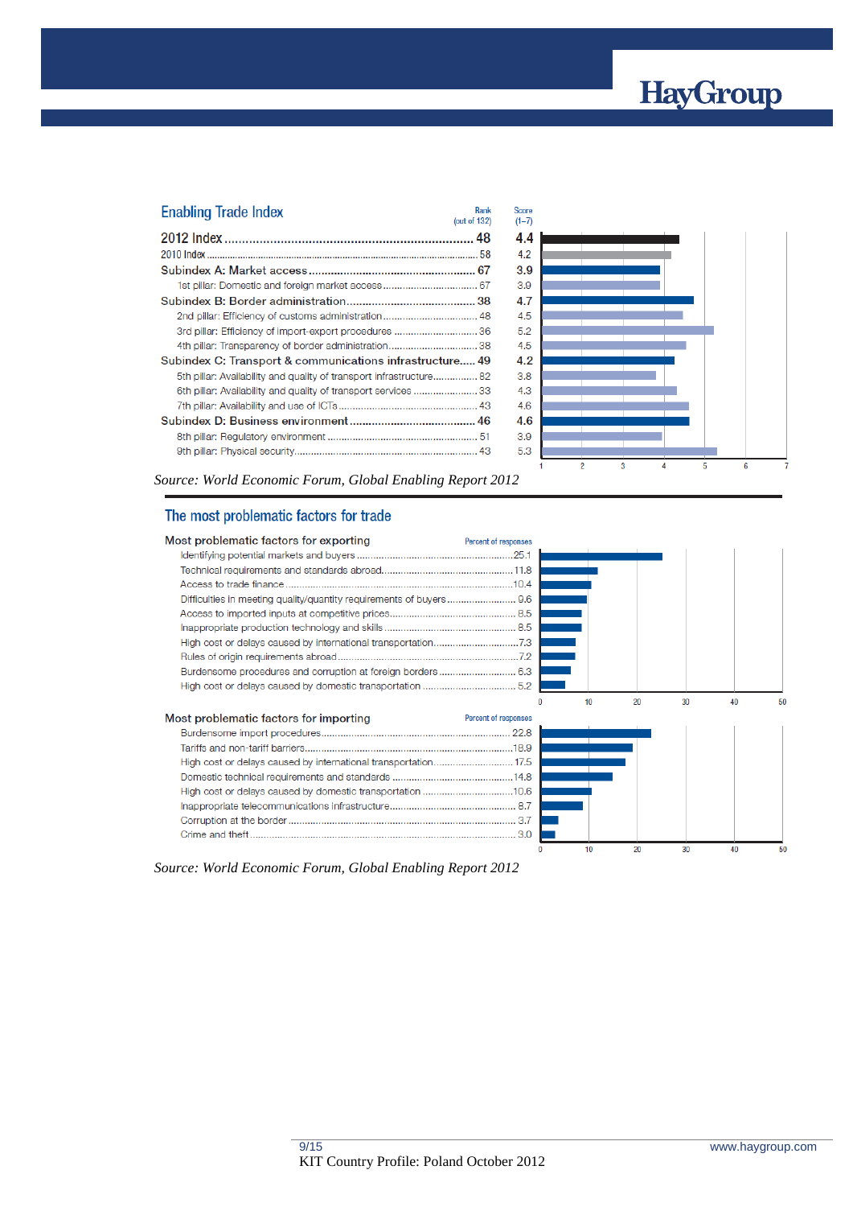## Enabling Trade Index

| | Rank (out of 132) | Score (1–7) |
|---|---|---|
| **2012 Index** | **48** | **4.4** |
| 2010 Index | 58 | 4.2 |
| **Subindex A: Market access** | **67** | **3.9** |
| 1st pillar: Domestic and foreign market access | 67 | 3.9 |
| **Subindex B: Border administration** | **38** | **4.7** |
| 2nd pillar: Efficiency of customs administration | 48 | 4.5 |
| 3rd pillar: Efficiency of import-export procedures | 36 | 5.2 |
| 4th pillar: Transparency of border administration | 38 | 4.5 |
| **Subindex C: Transport & communications infrastructure** | **49** | **4.2** |
| 5th pillar: Availability and quality of transport infrastructure | 82 | 3.8 |
| 6th pillar: Availability and quality of transport services | 33 | 4.3 |
| 7th pillar: Availability and use of ICTs | 43 | 4.6 |
| **Subindex D: Business environment** | **46** | **4.6** |
| 8th pillar: Regulatory environment | 51 | 3.9 |
| 9th pillar: Physical security | 43 | 5.3 |

*Source: World Economic Forum, Global Enabling Report 2012*

## The most problematic factors for trade

**Most problematic factors for exporting**

| Factor | Percent of responses |
|---|---|
| Identifying potential markets and buyers | 25.1 |
| Technical requirements and standards abroad | 11.8 |
| Access to trade finance | 10.4 |
| Difficulties in meeting quality/quantity requirements of buyers | 9.6 |
| Access to imported inputs at competitive prices | 8.5 |
| Inappropriate production technology and skills | 8.5 |
| High cost or delays caused by international transportation | 7.3 |
| Rules of origin requirements abroad | 7.2 |
| Burdensome procedures and corruption at foreign borders | 6.3 |
| High cost or delays caused by domestic transportation | 5.2 |

**Most problematic factors for importing**

| Factor | Percent of responses |
|---|---|
| Burdensome import procedures | 22.8 |
| Tariffs and non-tariff barriers | 18.9 |
| High cost or delays caused by international transportation | 17.5 |
| Domestic technical requirements and standards | 14.8 |
| High cost or delays caused by domestic transportation | 10.6 |
| Inappropriate telecommunications infrastructure | 8.7 |
| Corruption at the border | 3.7 |
| Crime and theft | 3.0 |

*Source: World Economic Forum, Global Enabling Report 2012*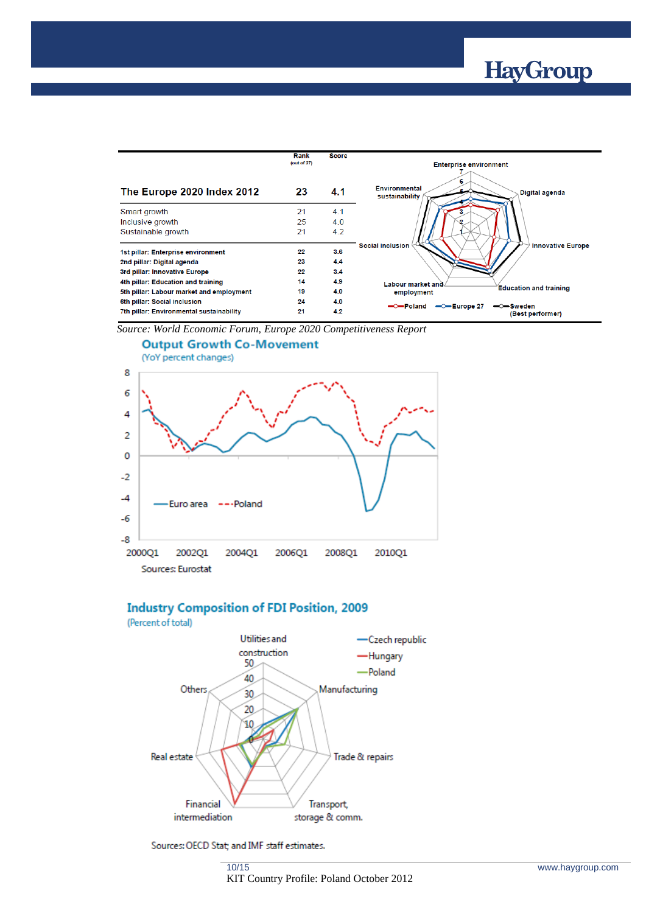| | Rank (out of 27) | Score |
|---|---|---|
| **The Europe 2020 Index 2012** | **23** | **4.1** |
| Smart growth | 21 | 4.1 |
| Inclusive growth | 25 | 4.0 |
| Sustainable growth | 21 | 4.2 |
| **1st pillar: Enterprise environment** | 22 | 3.6 |
| **2nd pillar: Digital agenda** | 23 | 4.4 |
| **3rd pillar: Innovative Europe** | 22 | 3.4 |
| **4th pillar: Education and training** | 14 | 4.9 |
| **5th pillar: Labour market and employment** | 19 | 4.0 |
| **6th pillar: Social inclusion** | 24 | 4.0 |
| **7th pillar: Environmental sustainability** | 21 | 4.2 |

*Source: World Economic Forum, Europe 2020 Competitiveness Report*

**Output Growth Co-Movement**
(YoY percent changes)

Sources: Eurostat

**Industry Composition of FDI Position, 2009**
(Percent of total)

Sources: OECD Stat; and IMF staff estimates.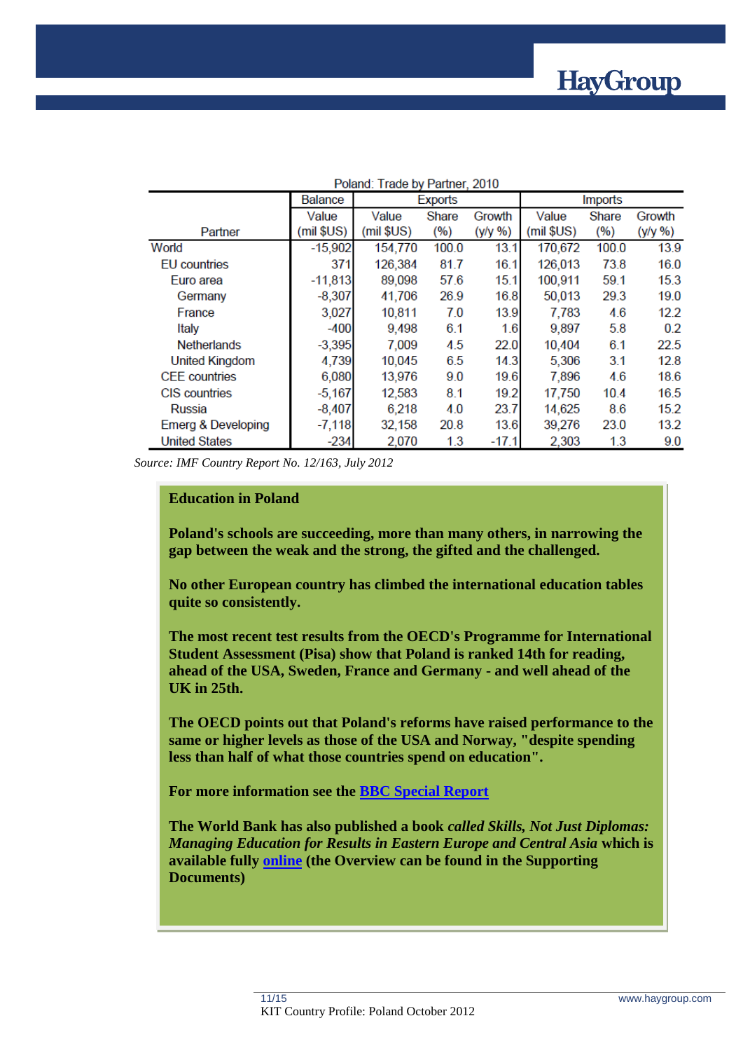Poland: Trade by Partner, 2010

| Partner | Balance | Exports | | | Imports | | |
|---|---|---|---|---|---|---|---|
| | Value (mil $US) | Value (mil $US) | Share (%) | Growth (y/y %) | Value (mil $US) | Share (%) | Growth (y/y %) |
| World | -15,902 | 154,770 | 100.0 | 13.1 | 170,672 | 100.0 | 13.9 |
| EU countries | 371 | 126,384 | 81.7 | 16.1 | 126,013 | 73.8 | 16.0 |
| Euro area | -11,813 | 89,098 | 57.6 | 15.1 | 100,911 | 59.1 | 15.3 |
| Germany | -8,307 | 41,706 | 26.9 | 16.8 | 50,013 | 29.3 | 19.0 |
| France | 3,027 | 10,811 | 7.0 | 13.9 | 7,783 | 4.6 | 12.2 |
| Italy | -400 | 9,498 | 6.1 | 1.6 | 9,897 | 5.8 | 0.2 |
| Netherlands | -3,395 | 7,009 | 4.5 | 22.0 | 10,404 | 6.1 | 22.5 |
| United Kingdom | 4,739 | 10,045 | 6.5 | 14.3 | 5,306 | 3.1 | 12.8 |
| CEE countries | 6,080 | 13,976 | 9.0 | 19.6 | 7,896 | 4.6 | 18.6 |
| CIS countries | -5,167 | 12,583 | 8.1 | 19.2 | 17,750 | 10.4 | 16.5 |
| Russia | -8,407 | 6,218 | 4.0 | 23.7 | 14,625 | 8.6 | 15.2 |
| Emerg & Developing | -7,118 | 32,158 | 20.8 | 13.6 | 39,276 | 23.0 | 13.2 |
| United States | -234 | 2,070 | 1.3 | -17.1 | 2,303 | 1.3 | 9.0 |

*Source: IMF Country Report No. 12/163, July 2012*

**Education in Poland**

**Poland's schools are succeeding, more than many others, in narrowing the gap between the weak and the strong, the gifted and the challenged.**

**No other European country has climbed the international education tables quite so consistently.**

**The most recent test results from the OECD's Programme for International Student Assessment (Pisa) show that Poland is ranked 14th for reading, ahead of the USA, Sweden, France and Germany - and well ahead of the UK in 25th.**

**The OECD points out that Poland's reforms have raised performance to the same or higher levels as those of the USA and Norway, "despite spending less than half of what those countries spend on education".**

**For more information see the BBC Special Report**

**The World Bank has also published a book *called Skills, Not Just Diplomas: Managing Education for Results in Eastern Europe and Central Asia* which is available fully online (the Overview can be found in the Supporting Documents)**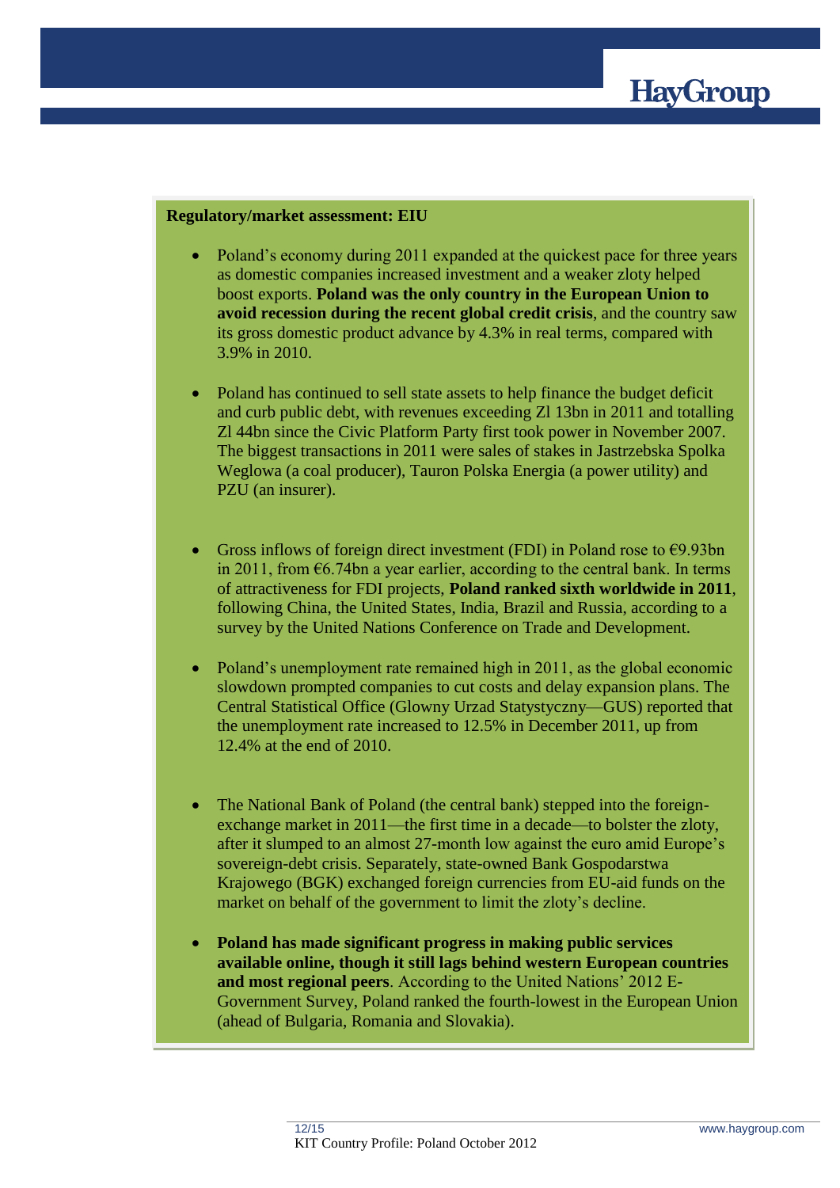**Regulatory/market assessment: EIU**

- Poland's economy during 2011 expanded at the quickest pace for three years as domestic companies increased investment and a weaker zloty helped boost exports. **Poland was the only country in the European Union to avoid recession during the recent global credit crisis**, and the country saw its gross domestic product advance by 4.3% in real terms, compared with 3.9% in 2010.

- Poland has continued to sell state assets to help finance the budget deficit and curb public debt, with revenues exceeding Zl 13bn in 2011 and totalling Zl 44bn since the Civic Platform Party first took power in November 2007. The biggest transactions in 2011 were sales of stakes in Jastrzebska Spolka Weglowa (a coal producer), Tauron Polska Energia (a power utility) and PZU (an insurer).

- Gross inflows of foreign direct investment (FDI) in Poland rose to €9.93bn in 2011, from €6.74bn a year earlier, according to the central bank. In terms of attractiveness for FDI projects, **Poland ranked sixth worldwide in 2011**, following China, the United States, India, Brazil and Russia, according to a survey by the United Nations Conference on Trade and Development.

- Poland's unemployment rate remained high in 2011, as the global economic slowdown prompted companies to cut costs and delay expansion plans. The Central Statistical Office (Glowny Urzad Statystyczny—GUS) reported that the unemployment rate increased to 12.5% in December 2011, up from 12.4% at the end of 2010.

- The National Bank of Poland (the central bank) stepped into the foreign-exchange market in 2011—the first time in a decade—to bolster the zloty, after it slumped to an almost 27-month low against the euro amid Europe's sovereign-debt crisis. Separately, state-owned Bank Gospodarstwa Krajowego (BGK) exchanged foreign currencies from EU-aid funds on the market on behalf of the government to limit the zloty's decline.

- **Poland has made significant progress in making public services available online, though it still lags behind western European countries and most regional peers**. According to the United Nations' 2012 E-Government Survey, Poland ranked the fourth-lowest in the European Union (ahead of Bulgaria, Romania and Slovakia).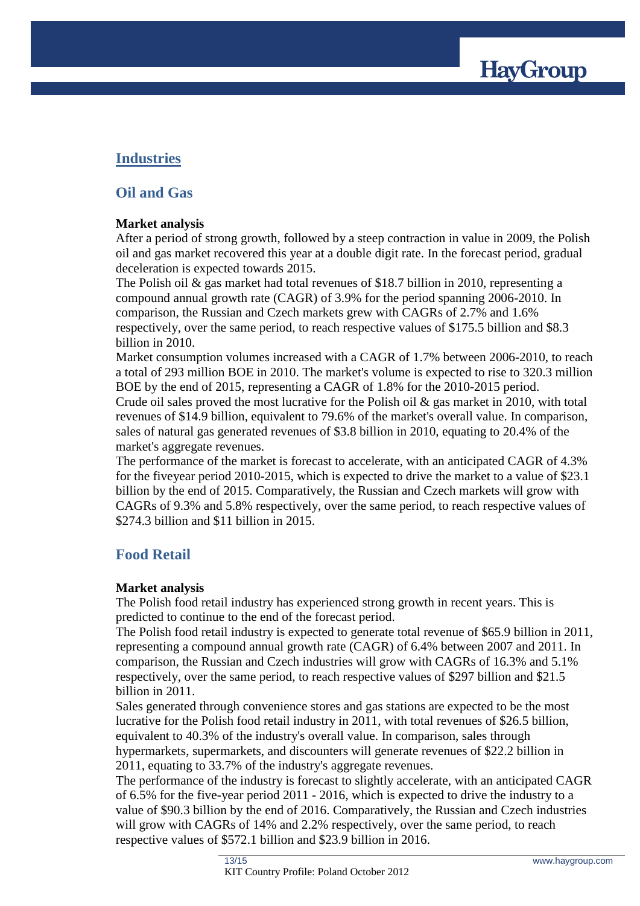# Industries

## Oil and Gas

**Market analysis**

After a period of strong growth, followed by a steep contraction in value in 2009, the Polish oil and gas market recovered this year at a double digit rate. In the forecast period, gradual deceleration is expected towards 2015.

The Polish oil & gas market had total revenues of $18.7 billion in 2010, representing a compound annual growth rate (CAGR) of 3.9% for the period spanning 2006-2010. In comparison, the Russian and Czech markets grew with CAGRs of 2.7% and 1.6% respectively, over the same period, to reach respective values of $175.5 billion and $8.3 billion in 2010.

Market consumption volumes increased with a CAGR of 1.7% between 2006-2010, to reach a total of 293 million BOE in 2010. The market's volume is expected to rise to 320.3 million BOE by the end of 2015, representing a CAGR of 1.8% for the 2010-2015 period.

Crude oil sales proved the most lucrative for the Polish oil & gas market in 2010, with total revenues of $14.9 billion, equivalent to 79.6% of the market's overall value. In comparison, sales of natural gas generated revenues of $3.8 billion in 2010, equating to 20.4% of the market's aggregate revenues.

The performance of the market is forecast to accelerate, with an anticipated CAGR of 4.3% for the fiveyear period 2010-2015, which is expected to drive the market to a value of $23.1 billion by the end of 2015. Comparatively, the Russian and Czech markets will grow with CAGRs of 9.3% and 5.8% respectively, over the same period, to reach respective values of $274.3 billion and $11 billion in 2015.

## Food Retail

**Market analysis**

The Polish food retail industry has experienced strong growth in recent years. This is predicted to continue to the end of the forecast period.

The Polish food retail industry is expected to generate total revenue of $65.9 billion in 2011, representing a compound annual growth rate (CAGR) of 6.4% between 2007 and 2011. In comparison, the Russian and Czech industries will grow with CAGRs of 16.3% and 5.1% respectively, over the same period, to reach respective values of $297 billion and $21.5 billion in 2011.

Sales generated through convenience stores and gas stations are expected to be the most lucrative for the Polish food retail industry in 2011, with total revenues of $26.5 billion, equivalent to 40.3% of the industry's overall value. In comparison, sales through hypermarkets, supermarkets, and discounters will generate revenues of $22.2 billion in 2011, equating to 33.7% of the industry's aggregate revenues.

The performance of the industry is forecast to slightly accelerate, with an anticipated CAGR of 6.5% for the five-year period 2011 - 2016, which is expected to drive the industry to a value of $90.3 billion by the end of 2016. Comparatively, the Russian and Czech industries will grow with CAGRs of 14% and 2.2% respectively, over the same period, to reach respective values of $572.1 billion and $23.9 billion in 2016.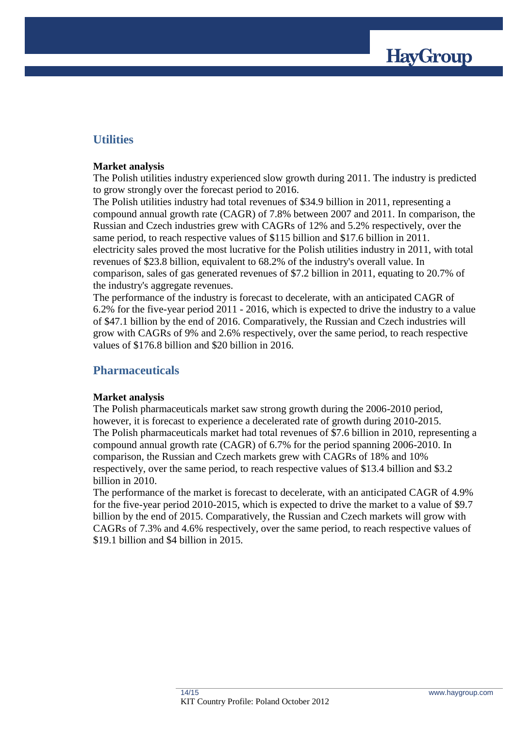## Utilities

**Market analysis**

The Polish utilities industry experienced slow growth during 2011. The industry is predicted to grow strongly over the forecast period to 2016.
The Polish utilities industry had total revenues of $34.9 billion in 2011, representing a compound annual growth rate (CAGR) of 7.8% between 2007 and 2011. In comparison, the Russian and Czech industries grew with CAGRs of 12% and 5.2% respectively, over the same period, to reach respective values of $115 billion and $17.6 billion in 2011.
electricity sales proved the most lucrative for the Polish utilities industry in 2011, with total revenues of $23.8 billion, equivalent to 68.2% of the industry's overall value. In comparison, sales of gas generated revenues of $7.2 billion in 2011, equating to 20.7% of the industry's aggregate revenues.
The performance of the industry is forecast to decelerate, with an anticipated CAGR of 6.2% for the five-year period 2011 - 2016, which is expected to drive the industry to a value of $47.1 billion by the end of 2016. Comparatively, the Russian and Czech industries will grow with CAGRs of 9% and 2.6% respectively, over the same period, to reach respective values of $176.8 billion and $20 billion in 2016.

## Pharmaceuticals

**Market analysis**

The Polish pharmaceuticals market saw strong growth during the 2006-2010 period, however, it is forecast to experience a decelerated rate of growth during 2010-2015.
The Polish pharmaceuticals market had total revenues of $7.6 billion in 2010, representing a compound annual growth rate (CAGR) of 6.7% for the period spanning 2006-2010. In comparison, the Russian and Czech markets grew with CAGRs of 18% and 10% respectively, over the same period, to reach respective values of $13.4 billion and $3.2 billion in 2010.
The performance of the market is forecast to decelerate, with an anticipated CAGR of 4.9% for the five-year period 2010-2015, which is expected to drive the market to a value of $9.7 billion by the end of 2015. Comparatively, the Russian and Czech markets will grow with CAGRs of 7.3% and 4.6% respectively, over the same period, to reach respective values of $19.1 billion and $4 billion in 2015.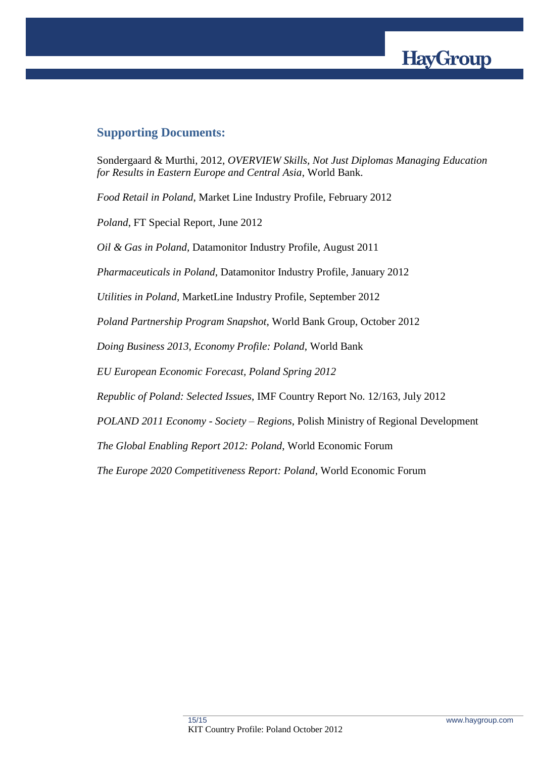## Supporting Documents:

Sondergaard & Murthi, 2012, *OVERVIEW Skills, Not Just Diplomas Managing Education for Results in Eastern Europe and Central Asia*, World Bank.

*Food Retail in Poland*, Market Line Industry Profile, February 2012

*Poland*, FT Special Report, June 2012

*Oil & Gas in Poland,* Datamonitor Industry Profile, August 2011

*Pharmaceuticals in Poland*, Datamonitor Industry Profile, January 2012

*Utilities in Poland,* MarketLine Industry Profile, September 2012

*Poland Partnership Program Snapshot*, World Bank Group, October 2012

*Doing Business 2013, Economy Profile: Poland*, World Bank

*EU European Economic Forecast, Poland Spring 2012*

*Republic of Poland: Selected Issues*, IMF Country Report No. 12/163, July 2012

*POLAND 2011 Economy - Society – Regions*, Polish Ministry of Regional Development

*The Global Enabling Report 2012: Poland*, World Economic Forum

*The Europe 2020 Competitiveness Report: Poland*, World Economic Forum